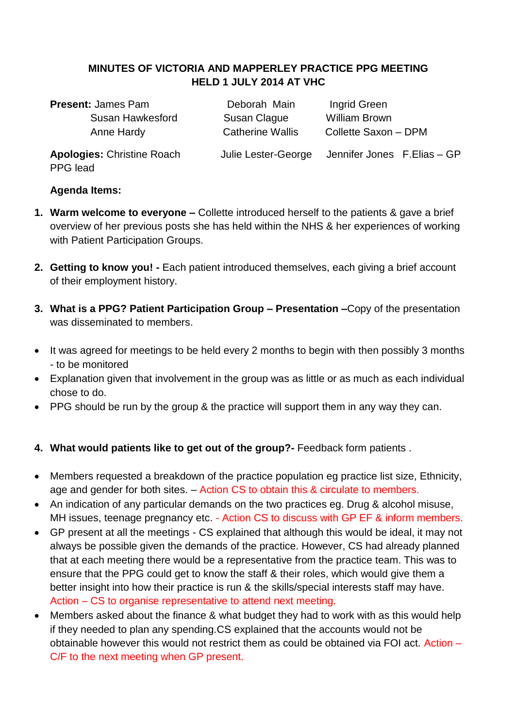# MINUTES OF VICTORIA AND MAPPERLEY PRACTICE PPG MEETING HELD 1 JULY 2014 AT VHC

**Present:** James Pam, Deborah Main, Ingrid Green, Susan Hawkesford, Susan Clague, William Brown, Anne Hardy, Catherine Wallis, Collette Saxon – DPM

**Apologies:** Christine Roach PPG lead, Julie Lester-George, Jennifer Jones, F.Elias – GP

**Agenda Items:**

1. **Warm welcome to everyone –** Collette introduced herself to the patients & gave a brief overview of her previous posts she has held within the NHS & her experiences of working with Patient Participation Groups.

2. **Getting to know you! -** Each patient introduced themselves, each giving a brief account of their employment history.

3. **What is a PPG? Patient Participation Group – Presentation –**Copy of the presentation was disseminated to members.

- It was agreed for meetings to be held every 2 months to begin with then possibly 3 months - to be monitored
- Explanation given that involvement in the group was as little or as much as each individual chose to do.
- PPG should be run by the group & the practice will support them in any way they can.

4. **What would patients like to get out of the group?-** Feedback form patients .

- Members requested a breakdown of the practice population eg practice list size, Ethnicity, age and gender for both sites. – Action CS to obtain this & circulate to members.
- An indication of any particular demands on the two practices eg. Drug & alcohol misuse, MH issues, teenage pregnancy etc. - Action CS to discuss with GP EF & inform members.
- GP present at all the meetings - CS explained that although this would be ideal, it may not always be possible given the demands of the practice. However, CS had already planned that at each meeting there would be a representative from the practice team. This was to ensure that the PPG could get to know the staff & their roles, which would give them a better insight into how their practice is run & the skills/special interests staff may have. Action – CS to organise representative to attend next meeting.
- Members asked about the finance & what budget they had to work with as this would help if they needed to plan any spending.CS explained that the accounts would not be obtainable however this would not restrict them as could be obtained via FOI act. Action – C/F to the next meeting when GP present.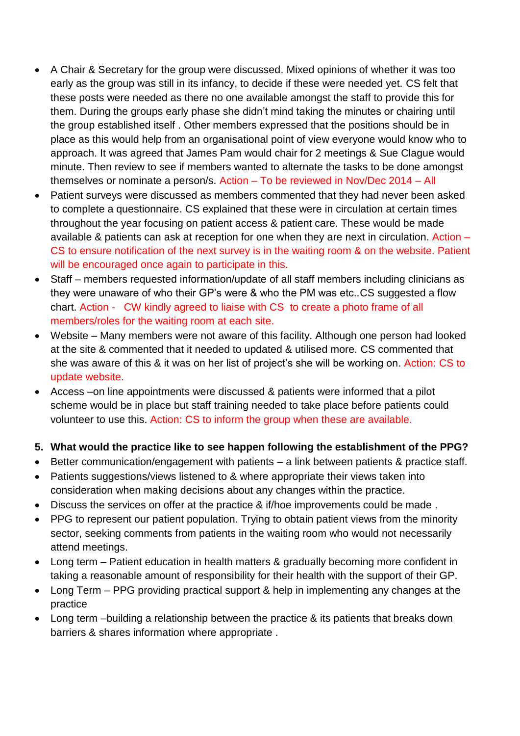- A Chair & Secretary for the group were discussed. Mixed opinions of whether it was too early as the group was still in its infancy, to decide if these were needed yet. CS felt that these posts were needed as there no one available amongst the staff to provide this for them. During the groups early phase she didn't mind taking the minutes or chairing until the group established itself . Other members expressed that the positions should be in place as this would help from an organisational point of view everyone would know who to approach. It was agreed that James Pam would chair for 2 meetings & Sue Clague would minute. Then review to see if members wanted to alternate the tasks to be done amongst themselves or nominate a person/s. Action – To be reviewed in Nov/Dec 2014 – All
- Patient surveys were discussed as members commented that they had never been asked to complete a questionnaire. CS explained that these were in circulation at certain times throughout the year focusing on patient access & patient care. These would be made available & patients can ask at reception for one when they are next in circulation. Action – CS to ensure notification of the next survey is in the waiting room & on the website. Patient will be encouraged once again to participate in this.
- Staff – members requested information/update of all staff members including clinicians as they were unaware of who their GP's were & who the PM was etc..CS suggested a flow chart. Action - CW kindly agreed to liaise with CS to create a photo frame of all members/roles for the waiting room at each site.
- Website – Many members were not aware of this facility. Although one person had looked at the site & commented that it needed to updated & utilised more. CS commented that she was aware of this & it was on her list of project's she will be working on. Action: CS to update website.
- Access –on line appointments were discussed & patients were informed that a pilot scheme would be in place but staff training needed to take place before patients could volunteer to use this. Action: CS to inform the group when these are available.

**5. What would the practice like to see happen following the establishment of the PPG?**

- Better communication/engagement with patients – a link between patients & practice staff.
- Patients suggestions/views listened to & where appropriate their views taken into consideration when making decisions about any changes within the practice.
- Discuss the services on offer at the practice & if/hoe improvements could be made .
- PPG to represent our patient population. Trying to obtain patient views from the minority sector, seeking comments from patients in the waiting room who would not necessarily attend meetings.
- Long term – Patient education in health matters & gradually becoming more confident in taking a reasonable amount of responsibility for their health with the support of their GP.
- Long Term – PPG providing practical support & help in implementing any changes at the practice
- Long term –building a relationship between the practice & its patients that breaks down barriers & shares information where appropriate .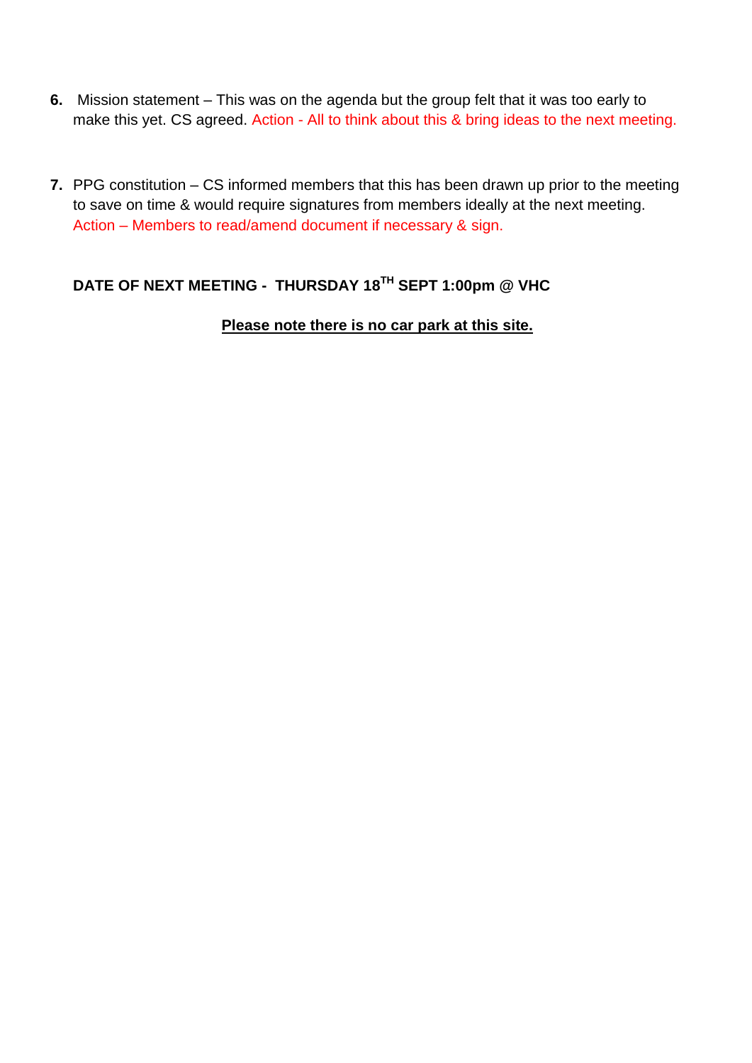6. Mission statement – This was on the agenda but the group felt that it was too early to make this yet. CS agreed. Action - All to think about this & bring ideas to the next meeting.

7. PPG constitution – CS informed members that this has been drawn up prior to the meeting to save on time & would require signatures from members ideally at the next meeting. Action – Members to read/amend document if necessary & sign.

**DATE OF NEXT MEETING - THURSDAY 18TH SEPT 1:00pm @ VHC**

**Please note there is no car park at this site.**